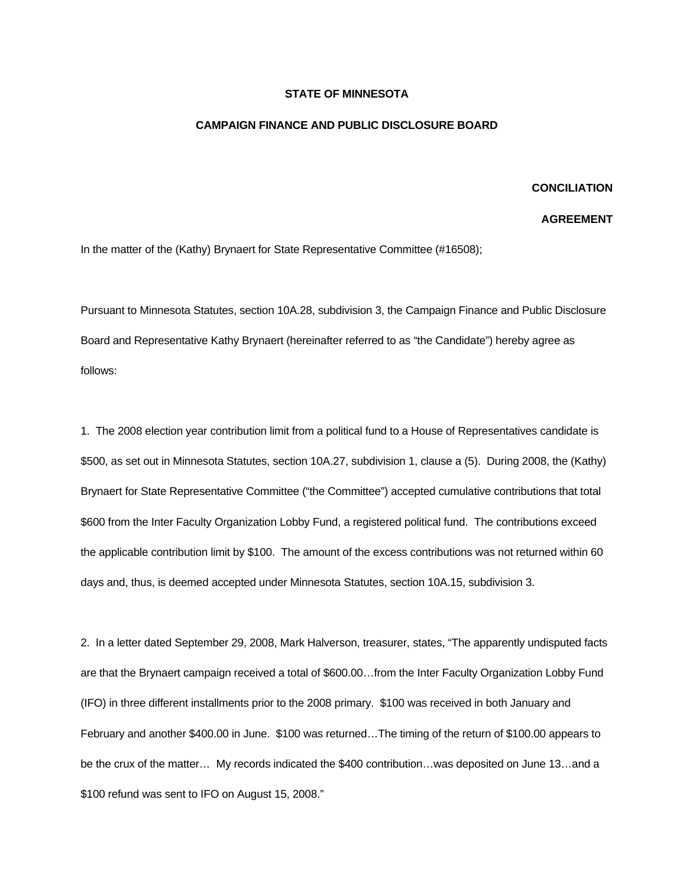**STATE OF MINNESOTA**

**CAMPAIGN FINANCE AND PUBLIC DISCLOSURE BOARD**

**CONCILIATION**

**AGREEMENT**

In the matter of the (Kathy) Brynaert for State Representative Committee (#16508);

Pursuant to Minnesota Statutes, section 10A.28, subdivision 3, the Campaign Finance and Public Disclosure Board and Representative Kathy Brynaert (hereinafter referred to as "the Candidate") hereby agree as follows:

1. The 2008 election year contribution limit from a political fund to a House of Representatives candidate is $500, as set out in Minnesota Statutes, section 10A.27, subdivision 1, clause a (5). During 2008, the (Kathy) Brynaert for State Representative Committee ("the Committee") accepted cumulative contributions that total $600 from the Inter Faculty Organization Lobby Fund, a registered political fund. The contributions exceed the applicable contribution limit by $100. The amount of the excess contributions was not returned within 60 days and, thus, is deemed accepted under Minnesota Statutes, section 10A.15, subdivision 3.

2. In a letter dated September 29, 2008, Mark Halverson, treasurer, states, "The apparently undisputed facts are that the Brynaert campaign received a total of $600.00…from the Inter Faculty Organization Lobby Fund (IFO) in three different installments prior to the 2008 primary. $100 was received in both January and February and another $400.00 in June. $100 was returned…The timing of the return of $100.00 appears to be the crux of the matter… My records indicated the $400 contribution…was deposited on June 13…and a $100 refund was sent to IFO on August 15, 2008."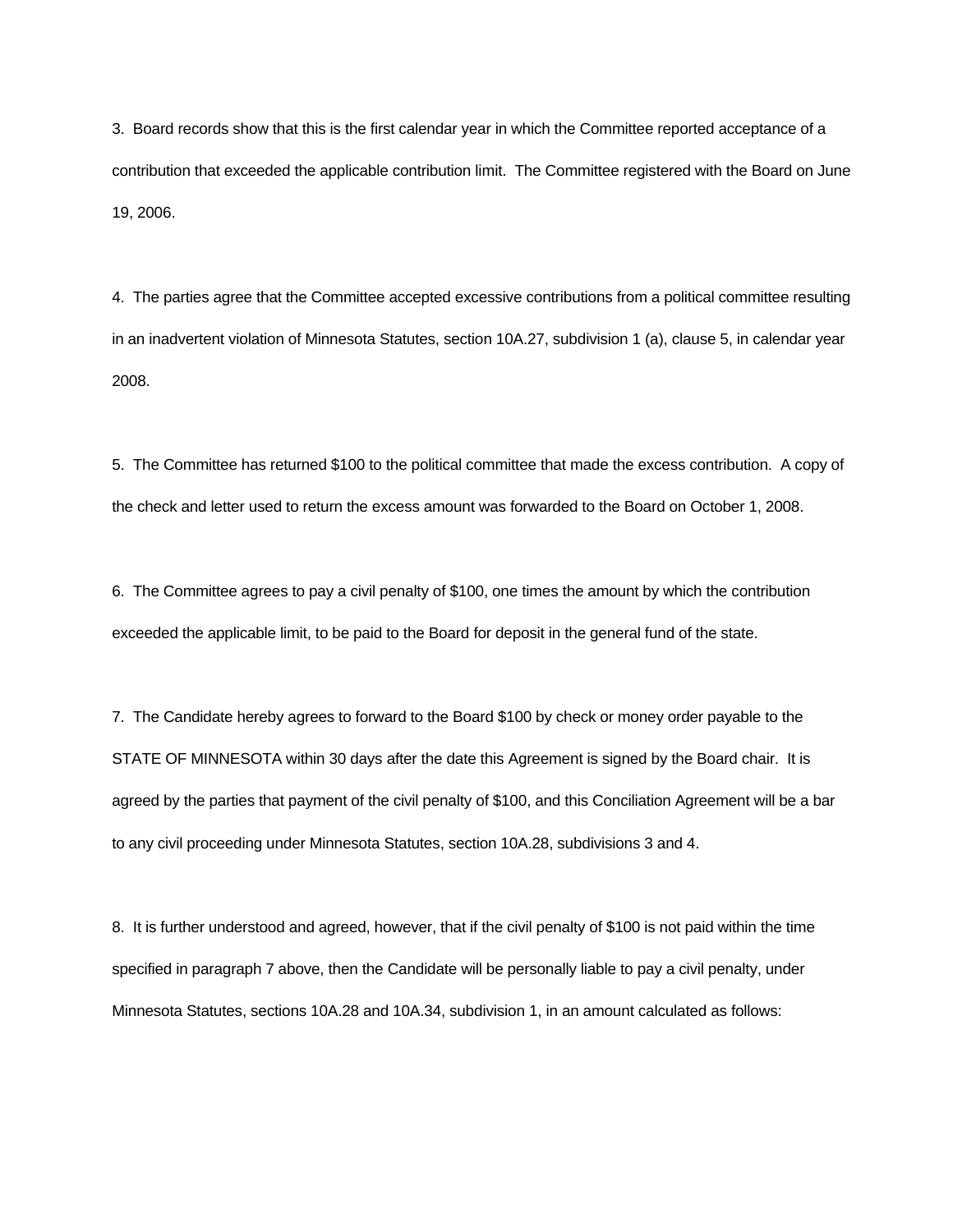3. Board records show that this is the first calendar year in which the Committee reported acceptance of a contribution that exceeded the applicable contribution limit. The Committee registered with the Board on June 19, 2006.

4. The parties agree that the Committee accepted excessive contributions from a political committee resulting in an inadvertent violation of Minnesota Statutes, section 10A.27, subdivision 1 (a), clause 5, in calendar year 2008.

5. The Committee has returned $100 to the political committee that made the excess contribution. A copy of the check and letter used to return the excess amount was forwarded to the Board on October 1, 2008.

6. The Committee agrees to pay a civil penalty of $100, one times the amount by which the contribution exceeded the applicable limit, to be paid to the Board for deposit in the general fund of the state.

7. The Candidate hereby agrees to forward to the Board $100 by check or money order payable to the STATE OF MINNESOTA within 30 days after the date this Agreement is signed by the Board chair. It is agreed by the parties that payment of the civil penalty of $100, and this Conciliation Agreement will be a bar to any civil proceeding under Minnesota Statutes, section 10A.28, subdivisions 3 and 4.

8. It is further understood and agreed, however, that if the civil penalty of $100 is not paid within the time specified in paragraph 7 above, then the Candidate will be personally liable to pay a civil penalty, under Minnesota Statutes, sections 10A.28 and 10A.34, subdivision 1, in an amount calculated as follows: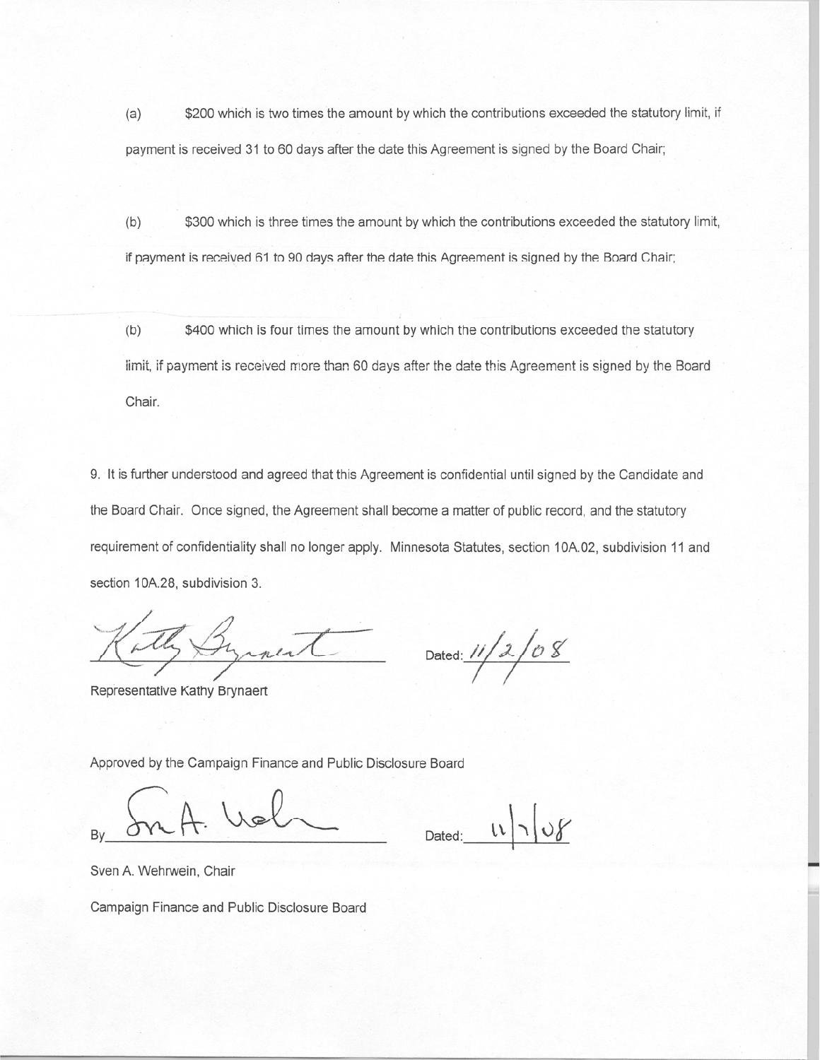(a) $200 which is two times the amount by which the contributions exceeded the statutory limit, if payment is received 31 to 60 days after the date this Agreement is signed by the Board Chair;

(b) $300 which is three times the amount by which the contributions exceeded the statutory limit, if payment is received 61 to 90 days after the date this Agreement is signed by the Board Chair;

(b) $400 which is four times the amount by which the contributions exceeded the statutory limit, if payment is received more than 60 days after the date this Agreement is signed by the Board Chair.

9. It is further understood and agreed that this Agreement is confidential until signed by the Candidate and the Board Chair. Once signed, the Agreement shall become a matter of public record, and the statutory requirement of confidentiality shall no longer apply. Minnesota Statutes, section 10A.02, subdivision 11 and section 10A.28, subdivision 3.

Kathy Brynaert Dated: 11/2/08

Representative Kathy Brynaert

Approved by the Campaign Finance and Public Disclosure Board

By Sven A. Wehrwein Dated: 11/7/08

Sven A. Wehrwein, Chair

Campaign Finance and Public Disclosure Board